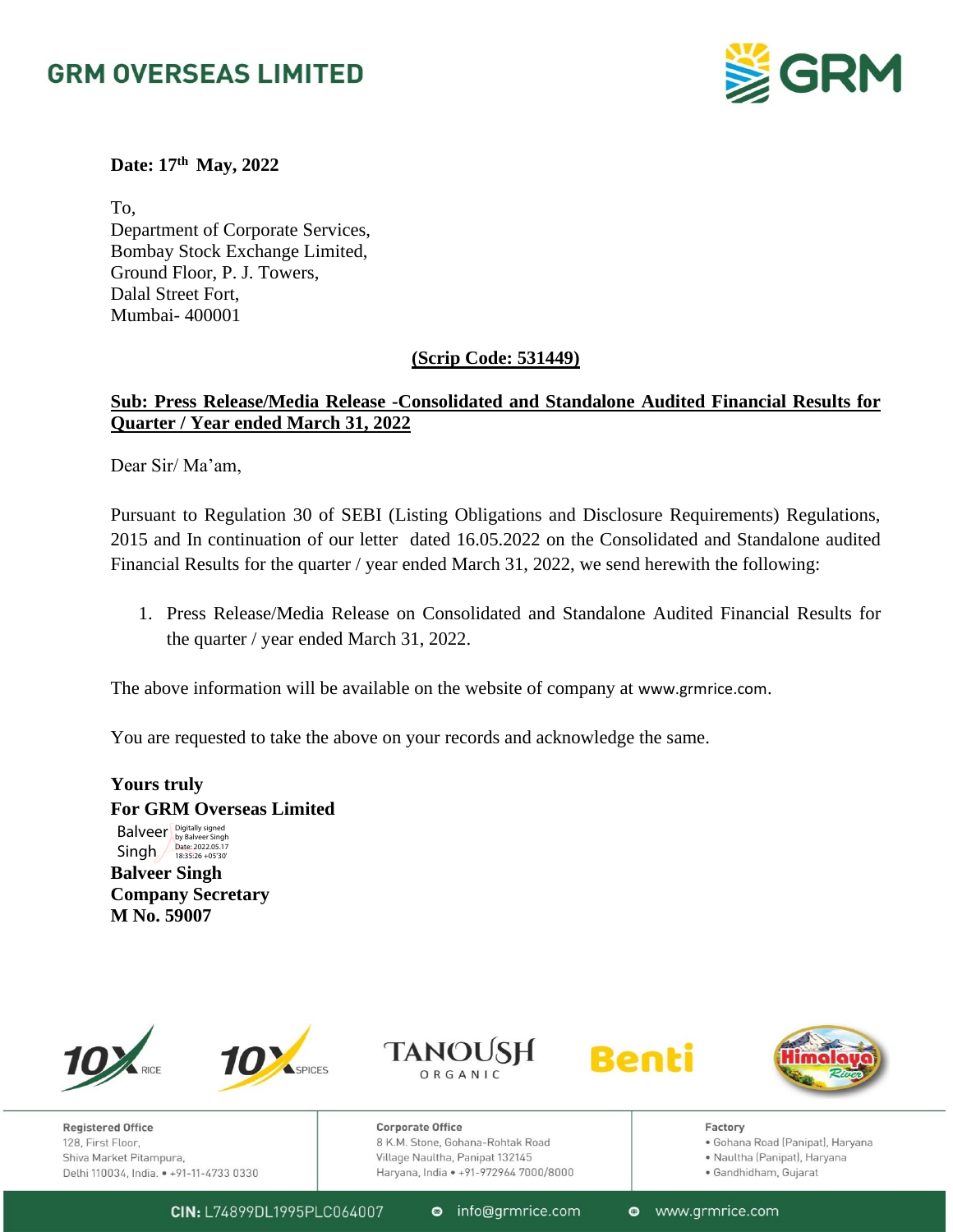# GRM OVERSEAS LIMITED

**Date: 17th May, 2022**

To,
Department of Corporate Services,
Bombay Stock Exchange Limited,
Ground Floor, P. J. Towers,
Dalal Street Fort,
Mumbai- 400001

**(Scrip Code: 531449)**

**Sub: Press Release/Media Release -Consolidated and Standalone Audited Financial Results for Quarter / Year ended March 31, 2022**

Dear Sir/ Ma'am,

Pursuant to Regulation 30 of SEBI (Listing Obligations and Disclosure Requirements) Regulations, 2015 and In continuation of our letter dated 16.05.2022 on the Consolidated and Standalone audited Financial Results for the quarter / year ended March 31, 2022, we send herewith the following:

1. Press Release/Media Release on Consolidated and Standalone Audited Financial Results for the quarter / year ended March 31, 2022.

The above information will be available on the website of company at www.grmrice.com.

You are requested to take the above on your records and acknowledge the same.

**Yours truly**
**For GRM Overseas Limited**

Balveer Singh — Digitally signed by Balveer Singh Date: 2022.05.17 18:35:26 +05'30'

**Balveer Singh**
**Company Secretary**
**M No. 59007**

**Registered Office**
128, First Floor,
Shiva Market Pitampura,
Delhi 110034, India. • +91-11-4733 0330

**Corporate Office**
8 K.M. Stone, Gohana-Rohtak Road
Village Naultha, Panipat 132145
Haryana, India • +91-972964 7000/8000

**Factory**
- Gohana Road (Panipat), Haryana
- Naultha (Panipat), Haryana
- Gandhidham, Gujarat

**CIN:** L74899DL1995PLC064007 • info@grmrice.com • www.grmrice.com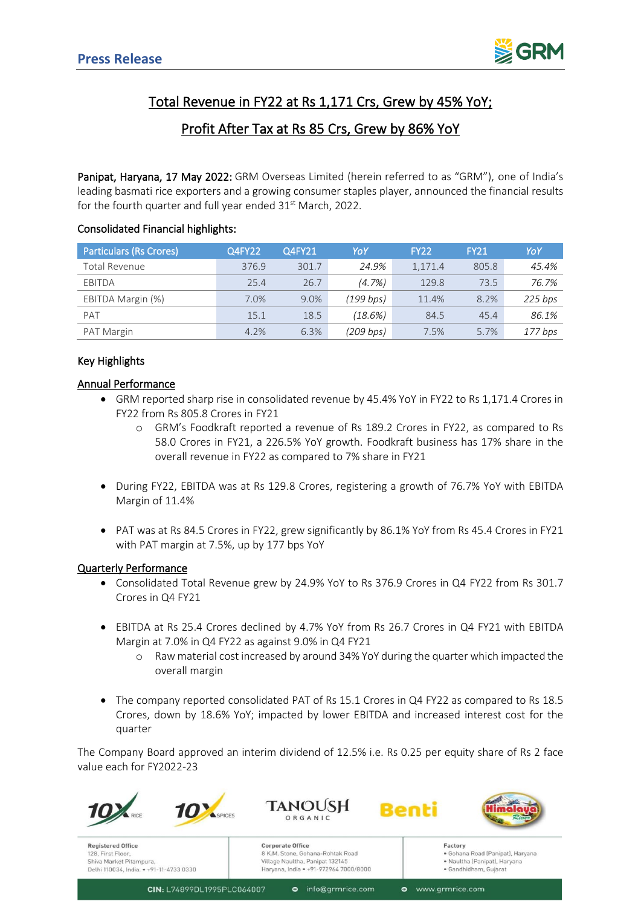Press Release

# Total Revenue in FY22 at Rs 1,171 Crs, Grew by 45% YoY;

# Profit After Tax at Rs 85 Crs, Grew by 86% YoY

**Panipat, Haryana, 17 May 2022:** GRM Overseas Limited (herein referred to as "GRM"), one of India's leading basmati rice exporters and a growing consumer staples player, announced the financial results for the fourth quarter and full year ended 31st March, 2022.

### Consolidated Financial highlights:

| Particulars (Rs Crores) | Q4FY22 | Q4FY21 | YoY | FY22 | FY21 | YoY |
|---|---|---|---|---|---|---|
| Total Revenue | 376.9 | 301.7 | *24.9%* | 1,171.4 | 805.8 | *45.4%* |
| EBITDA | 25.4 | 26.7 | *(4.7%)* | 129.8 | 73.5 | *76.7%* |
| EBITDA Margin (%) | 7.0% | 9.0% | *(199 bps)* | 11.4% | 8.2% | *225 bps* |
| PAT | 15.1 | 18.5 | *(18.6%)* | 84.5 | 45.4 | *86.1%* |
| PAT Margin | 4.2% | 6.3% | *(209 bps)* | 7.5% | 5.7% | *177 bps* |

### Key Highlights

**Annual Performance**

- GRM reported sharp rise in consolidated revenue by 45.4% YoY in FY22 to Rs 1,171.4 Crores in FY22 from Rs 805.8 Crores in FY21
  - GRM's Foodkraft reported a revenue of Rs 189.2 Crores in FY22, as compared to Rs 58.0 Crores in FY21, a 226.5% YoY growth. Foodkraft business has 17% share in the overall revenue in FY22 as compared to 7% share in FY21
- During FY22, EBITDA was at Rs 129.8 Crores, registering a growth of 76.7% YoY with EBITDA Margin of 11.4%
- PAT was at Rs 84.5 Crores in FY22, grew significantly by 86.1% YoY from Rs 45.4 Crores in FY21 with PAT margin at 7.5%, up by 177 bps YoY

**Quarterly Performance**

- Consolidated Total Revenue grew by 24.9% YoY to Rs 376.9 Crores in Q4 FY22 from Rs 301.7 Crores in Q4 FY21
- EBITDA at Rs 25.4 Crores declined by 4.7% YoY from Rs 26.7 Crores in Q4 FY21 with EBITDA Margin at 7.0% in Q4 FY22 as against 9.0% in Q4 FY21
  - Raw material cost increased by around 34% YoY during the quarter which impacted the overall margin
- The company reported consolidated PAT of Rs 15.1 Crores in Q4 FY22 as compared to Rs 18.5 Crores, down by 18.6% YoY; impacted by lower EBITDA and increased interest cost for the quarter

The Company Board approved an interim dividend of 12.5% i.e. Rs 0.25 per equity share of Rs 2 face value each for FY2022-23

**Registered Office**
128, First Floor,
Shiva Market Pitampura,
Delhi 110034, India. • +91-11-4733 0330

**Corporate Office**
8 K.M. Stone, Gohana-Rohtak Road
Village Naultha, Panipat 132145
Haryana, India • +91-972964 7000/8000

**Factory**
• Gohana Road (Panipat), Haryana
• Naultha (Panipat), Haryana
• Gandhidham, Gujarat

CIN: L74899DL1995PLC064007 | info@grmrice.com | www.grmrice.com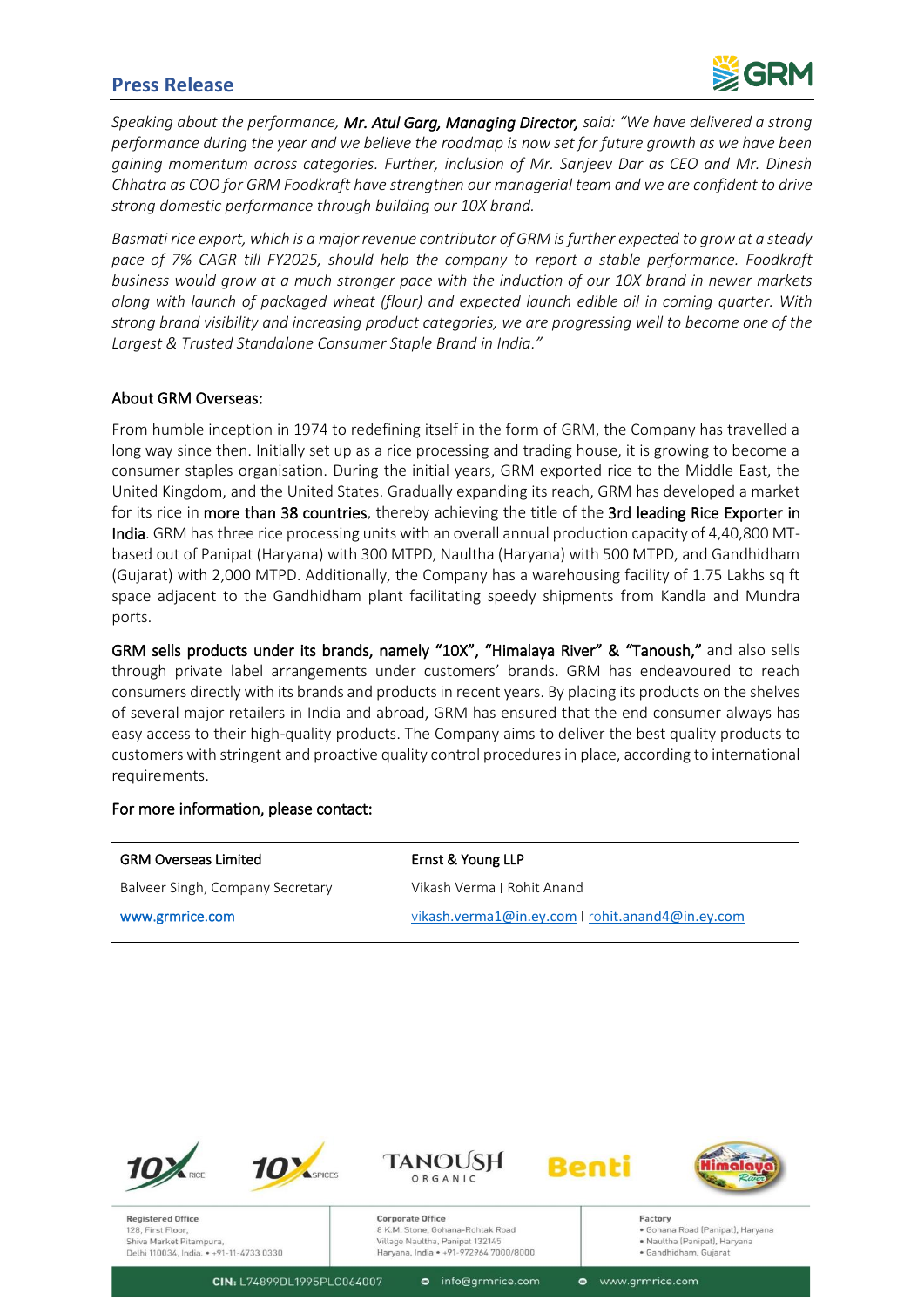*Speaking about the performance,* **Mr. Atul Garg, Managing Director,** *said: "We have delivered a strong performance during the year and we believe the roadmap is now set for future growth as we have been gaining momentum across categories. Further, inclusion of Mr. Sanjeev Dar as CEO and Mr. Dinesh Chhatra as COO for GRM Foodkraft have strengthen our managerial team and we are confident to drive strong domestic performance through building our 10X brand.*

*Basmati rice export, which is a major revenue contributor of GRM is further expected to grow at a steady pace of 7% CAGR till FY2025, should help the company to report a stable performance. Foodkraft business would grow at a much stronger pace with the induction of our 10X brand in newer markets along with launch of packaged wheat (flour) and expected launch edible oil in coming quarter. With strong brand visibility and increasing product categories, we are progressing well to become one of the Largest & Trusted Standalone Consumer Staple Brand in India."*

### About GRM Overseas:

From humble inception in 1974 to redefining itself in the form of GRM, the Company has travelled a long way since then. Initially set up as a rice processing and trading house, it is growing to become a consumer staples organisation. During the initial years, GRM exported rice to the Middle East, the United Kingdom, and the United States. Gradually expanding its reach, GRM has developed a market for its rice in **more than 38 countries**, thereby achieving the title of the **3rd leading Rice Exporter in India**. GRM has three rice processing units with an overall annual production capacity of 4,40,800 MT-based out of Panipat (Haryana) with 300 MTPD, Naultha (Haryana) with 500 MTPD, and Gandhidham (Gujarat) with 2,000 MTPD. Additionally, the Company has a warehousing facility of 1.75 Lakhs sq ft space adjacent to the Gandhidham plant facilitating speedy shipments from Kandla and Mundra ports.

**GRM sells products under its brands, namely "10X", "Himalaya River" & "Tanoush,"** and also sells through private label arrangements under customers' brands. GRM has endeavoured to reach consumers directly with its brands and products in recent years. By placing its products on the shelves of several major retailers in India and abroad, GRM has ensured that the end consumer always has easy access to their high-quality products. The Company aims to deliver the best quality products to customers with stringent and proactive quality control procedures in place, according to international requirements.

### For more information, please contact:

| GRM Overseas Limited | Ernst & Young LLP |
|---|---|
| Balveer Singh, Company Secretary | Vikash Verma I Rohit Anand |
| www.grmrice.com | vikash.verma1@in.ey.com I rohit.anand4@in.ey.com |